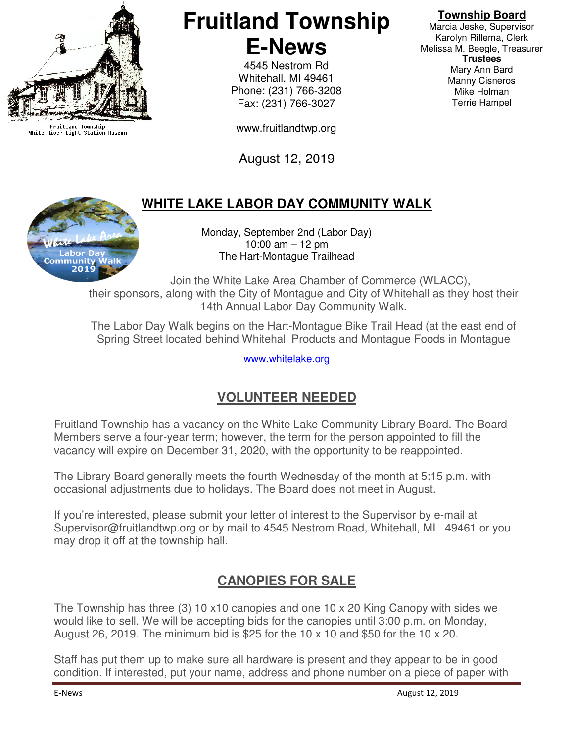Fruitland Township
White River Light Station Museum

# Fruitland Township E-News

4545 Nestrom Rd
Whitehall, MI 49461
Phone: (231) 766-3208
Fax: (231) 766-3027

www.fruitlandtwp.org

August 12, 2019

**Township Board**
Marcia Jeske, Supervisor
Karolyn Rillema, Clerk
Melissa M. Beegle, Treasurer
**Trustees**
Mary Ann Bard
Manny Cisneros
Mike Holman
Terrie Hampel

## WHITE LAKE LABOR DAY COMMUNITY WALK

White Lake Area Labor Day Community Walk 2019

Monday, September 2nd (Labor Day)
10:00 am – 12 pm
The Hart-Montague Trailhead

Join the White Lake Area Chamber of Commerce (WLACC), their sponsors, along with the City of Montague and City of Whitehall as they host their 14th Annual Labor Day Community Walk.

The Labor Day Walk begins on the Hart-Montague Bike Trail Head (at the east end of Spring Street located behind Whitehall Products and Montague Foods in Montague

www.whitelake.org

## VOLUNTEER NEEDED

Fruitland Township has a vacancy on the White Lake Community Library Board. The Board Members serve a four-year term; however, the term for the person appointed to fill the vacancy will expire on December 31, 2020, with the opportunity to be reappointed.

The Library Board generally meets the fourth Wednesday of the month at 5:15 p.m. with occasional adjustments due to holidays. The Board does not meet in August.

If you're interested, please submit your letter of interest to the Supervisor by e-mail at Supervisor@fruitlandtwp.org or by mail to 4545 Nestrom Road, Whitehall, MI 49461 or you may drop it off at the township hall.

## CANOPIES FOR SALE

The Township has three (3) 10 x10 canopies and one 10 x 20 King Canopy with sides we would like to sell. We will be accepting bids for the canopies until 3:00 p.m. on Monday, August 26, 2019. The minimum bid is $25 for the 10 x 10 and $50 for the 10 x 20.

Staff has put them up to make sure all hardware is present and they appear to be in good condition. If interested, put your name, address and phone number on a piece of paper with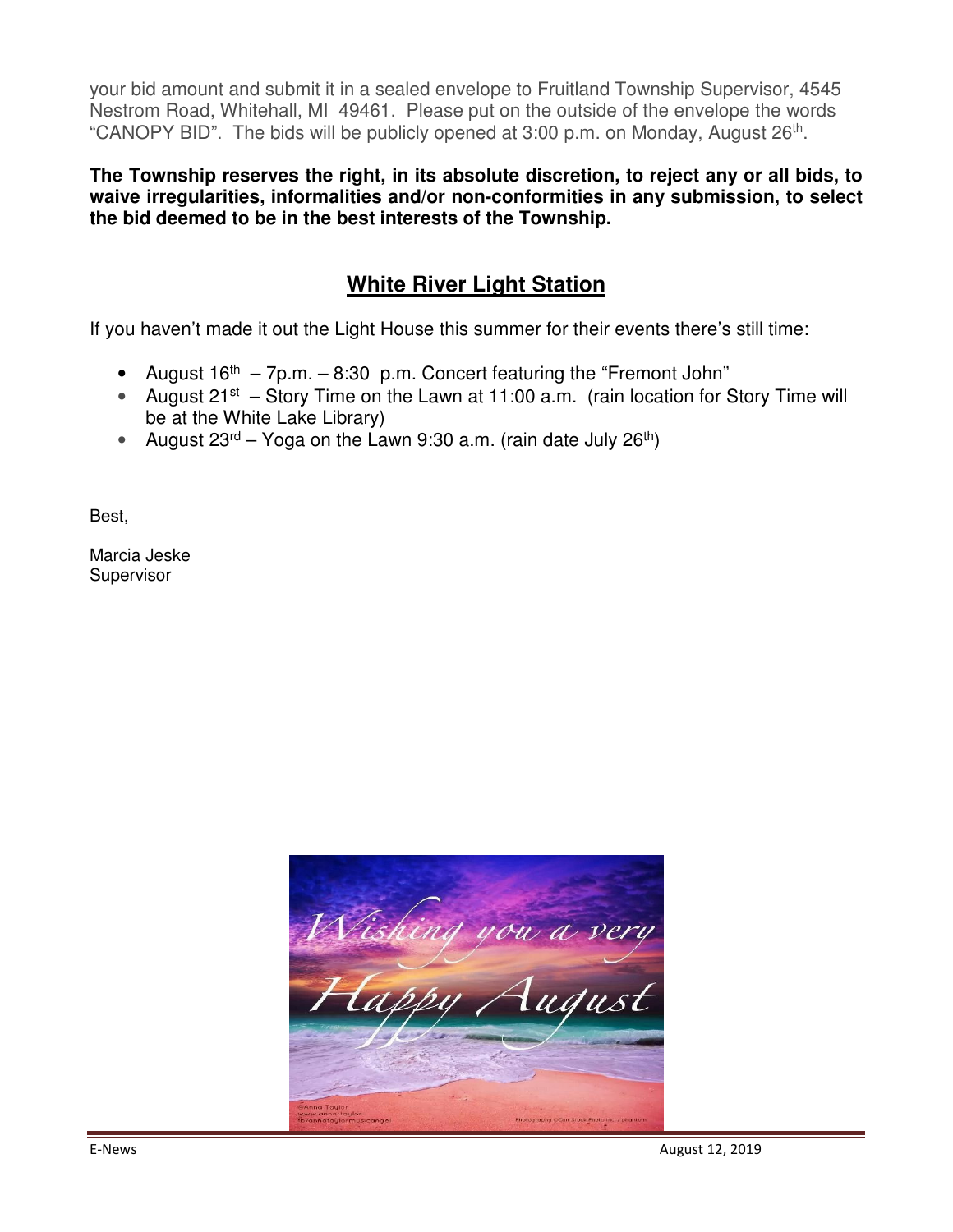your bid amount and submit it in a sealed envelope to Fruitland Township Supervisor, 4545 Nestrom Road, Whitehall, MI 49461. Please put on the outside of the envelope the words "CANOPY BID". The bids will be publicly opened at 3:00 p.m. on Monday, August 26th.

**The Township reserves the right, in its absolute discretion, to reject any or all bids, to waive irregularities, informalities and/or non-conformities in any submission, to select the bid deemed to be in the best interests of the Township.**

## White River Light Station

If you haven't made it out the Light House this summer for their events there's still time:

- August 16th – 7p.m. – 8:30 p.m. Concert featuring the "Fremont John"
- August 21st – Story Time on the Lawn at 11:00 a.m. (rain location for Story Time will be at the White Lake Library)
- August 23rd – Yoga on the Lawn 9:30 a.m. (rain date July 26th)

Best,

Marcia Jeske
Supervisor